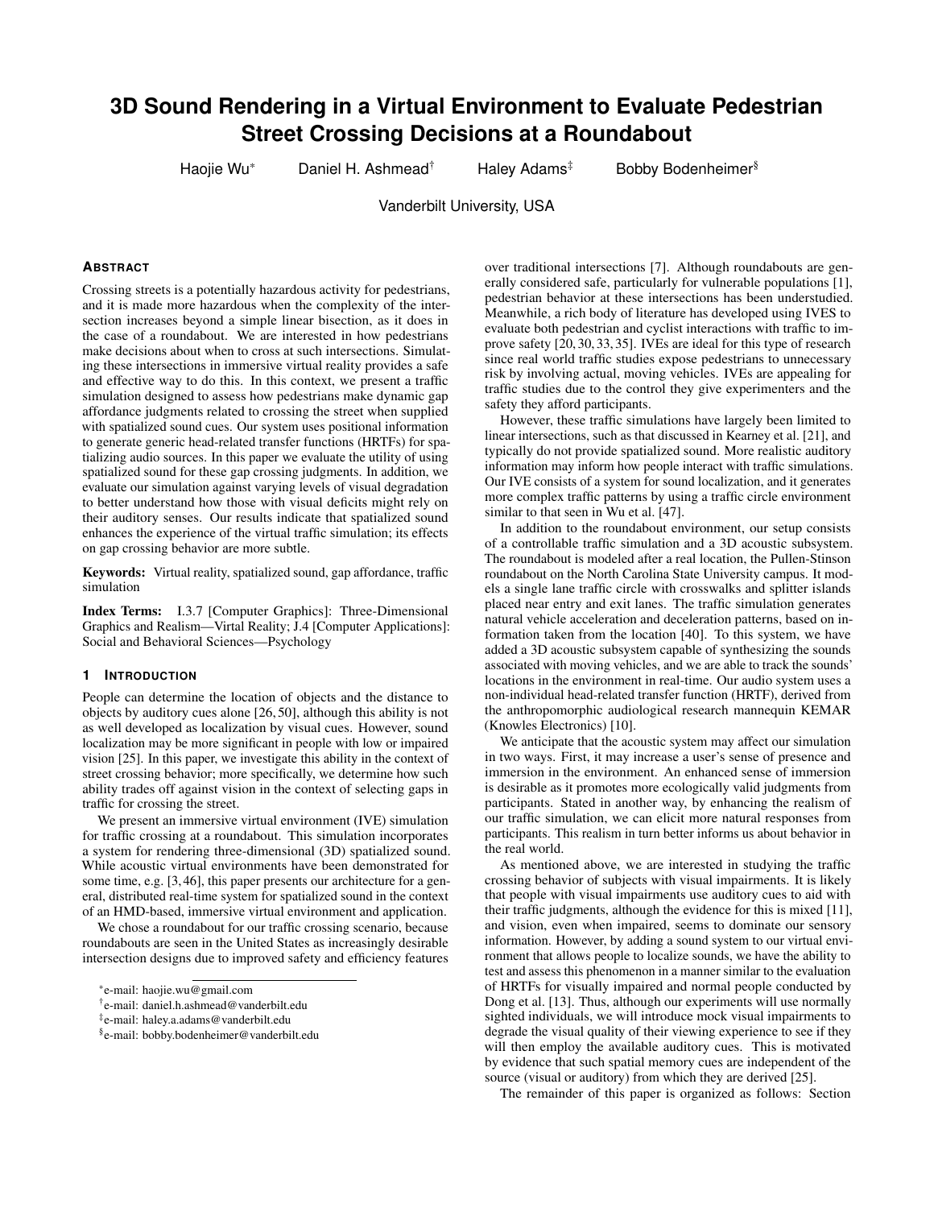# 3D Sound Rendering in a Virtual Environment to Evaluate Pedestrian Street Crossing Decisions at a Roundabout

Haojie Wu[*] Daniel H. Ashmead[†] Haley Adams[‡] Bobby Bodenheimer[§]

Vanderbilt University, USA

## Abstract

Crossing streets is a potentially hazardous activity for pedestrians, and it is made more hazardous when the complexity of the intersection increases beyond a simple linear bisection, as it does in the case of a roundabout. We are interested in how pedestrians make decisions about when to cross at such intersections. Simulating these intersections in immersive virtual reality provides a safe and effective way to do this. In this context, we present a traffic simulation designed to assess how pedestrians make dynamic gap affordance judgments related to crossing the street when supplied with spatialized sound cues. Our system uses positional information to generate generic head-related transfer functions (HRTFs) for spatializing audio sources. In this paper we evaluate the utility of using spatialized sound for these gap crossing judgments. In addition, we evaluate our simulation against varying levels of visual degradation to better understand how those with visual deficits might rely on their auditory senses. Our results indicate that spatialized sound enhances the experience of the virtual traffic simulation; its effects on gap crossing behavior are more subtle.

**Keywords:** Virtual reality, spatialized sound, gap affordance, traffic simulation

**Index Terms:** I.3.7 [Computer Graphics]: Three-Dimensional Graphics and Realism—Virtal Reality; J.4 [Computer Applications]: Social and Behavioral Sciences—Psychology

## 1 Introduction

People can determine the location of objects and the distance to objects by auditory cues alone [26, 50], although this ability is not as well developed as localization by visual cues. However, sound localization may be more significant in people with low or impaired vision [25]. In this paper, we investigate this ability in the context of street crossing behavior; more specifically, we determine how such ability trades off against vision in the context of selecting gaps in traffic for crossing the street.

We present an immersive virtual environment (IVE) simulation for traffic crossing at a roundabout. This simulation incorporates a system for rendering three-dimensional (3D) spatialized sound. While acoustic virtual environments have been demonstrated for some time, e.g. [3, 46], this paper presents our architecture for a general, distributed real-time system for spatialized sound in the context of an HMD-based, immersive virtual environment and application.

We chose a roundabout for our traffic crossing scenario, because roundabouts are seen in the United States as increasingly desirable intersection designs due to improved safety and efficiency features over traditional intersections [7]. Although roundabouts are generally considered safe, particularly for vulnerable populations [1], pedestrian behavior at these intersections has been understudied. Meanwhile, a rich body of literature has developed using IVES to evaluate both pedestrian and cyclist interactions with traffic to improve safety [20, 30, 33, 35]. IVEs are ideal for this type of research since real world traffic studies expose pedestrians to unnecessary risk by involving actual, moving vehicles. IVEs are appealing for traffic studies due to the control they give experimenters and the safety they afford participants.

However, these traffic simulations have largely been limited to linear intersections, such as that discussed in Kearney et al. [21], and typically do not provide spatialized sound. More realistic auditory information may inform how people interact with traffic simulations. Our IVE consists of a system for sound localization, and it generates more complex traffic patterns by using a traffic circle environment similar to that seen in Wu et al. [47].

In addition to the roundabout environment, our setup consists of a controllable traffic simulation and a 3D acoustic subsystem. The roundabout is modeled after a real location, the Pullen-Stinson roundabout on the North Carolina State University campus. It models a single lane traffic circle with crosswalks and splitter islands placed near entry and exit lanes. The traffic simulation generates natural vehicle acceleration and deceleration patterns, based on information taken from the location [40]. To this system, we have added a 3D acoustic subsystem capable of synthesizing the sounds associated with moving vehicles, and we are able to track the sounds' locations in the environment in real-time. Our audio system uses a non-individual head-related transfer function (HRTF), derived from the anthropomorphic audiological research mannequin KEMAR (Knowles Electronics) [10].

We anticipate that the acoustic system may affect our simulation in two ways. First, it may increase a user's sense of presence and immersion in the environment. An enhanced sense of immersion is desirable as it promotes more ecologically valid judgments from participants. Stated in another way, by enhancing the realism of our traffic simulation, we can elicit more natural responses from participants. This realism in turn better informs us about behavior in the real world.

As mentioned above, we are interested in studying the traffic crossing behavior of subjects with visual impairments. It is likely that people with visual impairments use auditory cues to aid with their traffic judgments, although the evidence for this is mixed [11], and vision, even when impaired, seems to dominate our sensory information. However, by adding a sound system to our virtual environment that allows people to localize sounds, we have the ability to test and assess this phenomenon in a manner similar to the evaluation of HRTFs for visually impaired and normal people conducted by Dong et al. [13]. Thus, although our experiments will use normally sighted individuals, we will introduce mock visual impairments to degrade the visual quality of their viewing experience to see if they will then employ the available auditory cues. This is motivated by evidence that such spatial memory cues are independent of the source (visual or auditory) from which they are derived [25].

The remainder of this paper is organized as follows: Section

[*] e-mail: haojie.wu@gmail.com

[†] e-mail: daniel.h.ashmead@vanderbilt.edu

[‡] e-mail: haley.a.adams@vanderbilt.edu

[§] e-mail: bobby.bodenheimer@vanderbilt.edu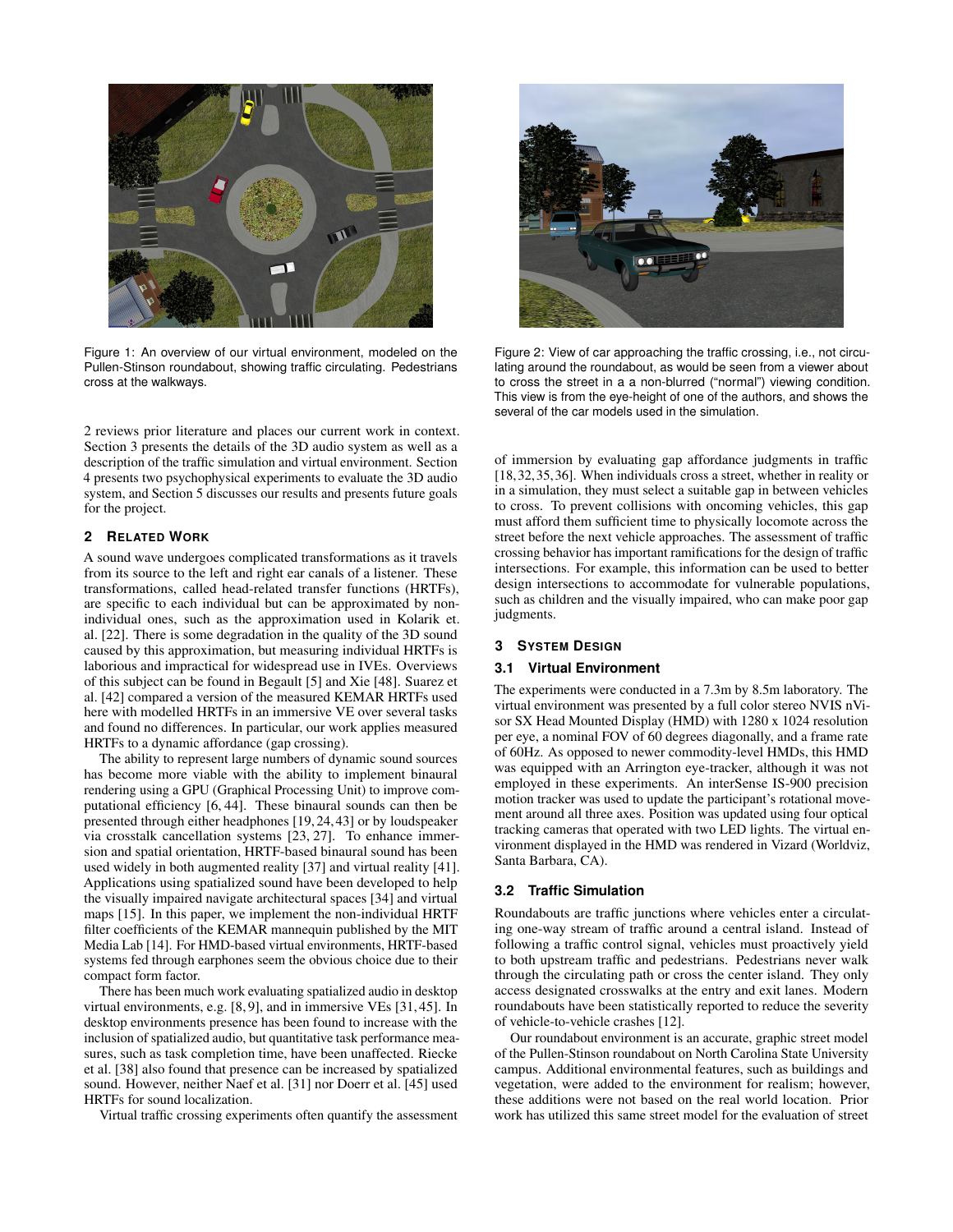Figure 1: An overview of our virtual environment, modeled on the Pullen-Stinson roundabout, showing traffic circulating. Pedestrians cross at the walkways.

Figure 2: View of car approaching the traffic crossing, i.e., not circulating around the roundabout, as would be seen from a viewer about to cross the street in a a non-blurred ("normal") viewing condition. This view is from the eye-height of one of the authors, and shows the several of the car models used in the simulation.

2 reviews prior literature and places our current work in context. Section 3 presents the details of the 3D audio system as well as a description of the traffic simulation and virtual environment. Section 4 presents two psychophysical experiments to evaluate the 3D audio system, and Section 5 discusses our results and presents future goals for the project.

## 2 Related Work

A sound wave undergoes complicated transformations as it travels from its source to the left and right ear canals of a listener. These transformations, called head-related transfer functions (HRTFs), are specific to each individual but can be approximated by non-individual ones, such as the approximation used in Kolarik et. al. [22]. There is some degradation in the quality of the 3D sound caused by this approximation, but measuring individual HRTFs is laborious and impractical for widespread use in IVEs. Overviews of this subject can be found in Begault [5] and Xie [48]. Suarez et al. [42] compared a version of the measured KEMAR HRTFs used here with modelled HRTFs in an immersive VE over several tasks and found no differences. In particular, our work applies measured HRTFs to a dynamic affordance (gap crossing).

The ability to represent large numbers of dynamic sound sources has become more viable with the ability to implement binaural rendering using a GPU (Graphical Processing Unit) to improve computational efficiency [6, 44]. These binaural sounds can then be presented through either headphones [19, 24, 43] or by loudspeaker via crosstalk cancellation systems [23, 27]. To enhance immersion and spatial orientation, HRTF-based binaural sound has been used widely in both augmented reality [37] and virtual reality [41]. Applications using spatialized sound have been developed to help the visually impaired navigate architectural spaces [34] and virtual maps [15]. In this paper, we implement the non-individual HRTF filter coefficients of the KEMAR mannequin published by the MIT Media Lab [14]. For HMD-based virtual environments, HRTF-based systems fed through earphones seem the obvious choice due to their compact form factor.

There has been much work evaluating spatialized audio in desktop virtual environments, e.g. [8, 9], and in immersive VEs [31, 45]. In desktop environments presence has been found to increase with the inclusion of spatialized audio, but quantitative task performance measures, such as task completion time, have been unaffected. Riecke et al. [38] also found that presence can be increased by spatialized sound. However, neither Naef et al. [31] nor Doerr et al. [45] used HRTFs for sound localization.

Virtual traffic crossing experiments often quantify the assessment of immersion by evaluating gap affordance judgments in traffic [18, 32, 35, 36]. When individuals cross a street, whether in reality or in a simulation, they must select a suitable gap in between vehicles to cross. To prevent collisions with oncoming vehicles, this gap must afford them sufficient time to physically locomote across the street before the next vehicle approaches. The assessment of traffic crossing behavior has important ramifications for the design of traffic intersections. For example, this information can be used to better design intersections to accommodate for vulnerable populations, such as children and the visually impaired, who can make poor gap judgments.

## 3 System Design

### 3.1 Virtual Environment

The experiments were conducted in a 7.3m by 8.5m laboratory. The virtual environment was presented by a full color stereo NVIS nVisor SX Head Mounted Display (HMD) with 1280 x 1024 resolution per eye, a nominal FOV of 60 degrees diagonally, and a frame rate of 60Hz. As opposed to newer commodity-level HMDs, this HMD was equipped with an Arrington eye-tracker, although it was not employed in these experiments. An interSense IS-900 precision motion tracker was used to update the participant's rotational movement around all three axes. Position was updated using four optical tracking cameras that operated with two LED lights. The virtual environment displayed in the HMD was rendered in Vizard (Worldviz, Santa Barbara, CA).

### 3.2 Traffic Simulation

Roundabouts are traffic junctions where vehicles enter a circulating one-way stream of traffic around a central island. Instead of following a traffic control signal, vehicles must proactively yield to both upstream traffic and pedestrians. Pedestrians never walk through the circulating path or cross the center island. They only access designated crosswalks at the entry and exit lanes. Modern roundabouts have been statistically reported to reduce the severity of vehicle-to-vehicle crashes [12].

Our roundabout environment is an accurate, graphic street model of the Pullen-Stinson roundabout on North Carolina State University campus. Additional environmental features, such as buildings and vegetation, were added to the environment for realism; however, these additions were not based on the real world location. Prior work has utilized this same street model for the evaluation of street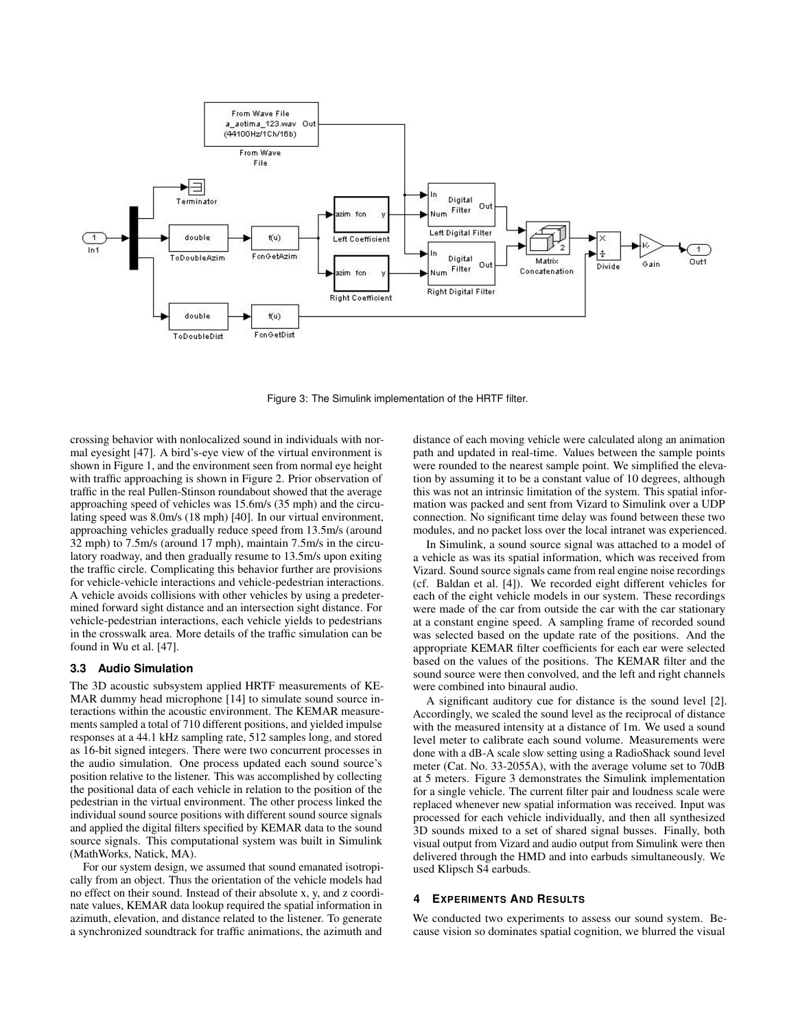Figure 3: The Simulink implementation of the HRTF filter.

crossing behavior with nonlocalized sound in individuals with normal eyesight [47]. A bird's-eye view of the virtual environment is shown in Figure 1, and the environment seen from normal eye height with traffic approaching is shown in Figure 2. Prior observation of traffic in the real Pullen-Stinson roundabout showed that the average approaching speed of vehicles was 15.6m/s (35 mph) and the circulating speed was 8.0m/s (18 mph) [40]. In our virtual environment, approaching vehicles gradually reduce speed from 13.5m/s (around 32 mph) to 7.5m/s (around 17 mph), maintain 7.5m/s in the circulatory roadway, and then gradually resume to 13.5m/s upon exiting the traffic circle. Complicating this behavior further are provisions for vehicle-vehicle interactions and vehicle-pedestrian interactions. A vehicle avoids collisions with other vehicles by using a predetermined forward sight distance and an intersection sight distance. For vehicle-pedestrian interactions, each vehicle yields to pedestrians in the crosswalk area. More details of the traffic simulation can be found in Wu et al. [47].

### 3.3 Audio Simulation

The 3D acoustic subsystem applied HRTF measurements of KEMAR dummy head microphone [14] to simulate sound source interactions within the acoustic environment. The KEMAR measurements sampled a total of 710 different positions, and yielded impulse responses at a 44.1 kHz sampling rate, 512 samples long, and stored as 16-bit signed integers. There were two concurrent processes in the audio simulation. One process updated each sound source's position relative to the listener. This was accomplished by collecting the positional data of each vehicle in relation to the position of the pedestrian in the virtual environment. The other process linked the individual sound source positions with different sound source signals and applied the digital filters specified by KEMAR data to the sound source signals. This computational system was built in Simulink (MathWorks, Natick, MA).

For our system design, we assumed that sound emanated isotropically from an object. Thus the orientation of the vehicle models had no effect on their sound. Instead of their absolute x, y, and z coordinate values, KEMAR data lookup required the spatial information in azimuth, elevation, and distance related to the listener. To generate a synchronized soundtrack for traffic animations, the azimuth and distance of each moving vehicle were calculated along an animation path and updated in real-time. Values between the sample points were rounded to the nearest sample point. We simplified the elevation by assuming it to be a constant value of 10 degrees, although this was not an intrinsic limitation of the system. This spatial information was packed and sent from Vizard to Simulink over a UDP connection. No significant time delay was found between these two modules, and no packet loss over the local intranet was experienced.

In Simulink, a sound source signal was attached to a model of a vehicle as was its spatial information, which was received from Vizard. Sound source signals came from real engine noise recordings (cf. Baldan et al. [4]). We recorded eight different vehicles for each of the eight vehicle models in our system. These recordings were made of the car from outside the car with the car stationary at a constant engine speed. A sampling frame of recorded sound was selected based on the update rate of the positions. And the appropriate KEMAR filter coefficients for each ear were selected based on the values of the positions. The KEMAR filter and the sound source were then convolved, and the left and right channels were combined into binaural audio.

A significant auditory cue for distance is the sound level [2]. Accordingly, we scaled the sound level as the reciprocal of distance with the measured intensity at a distance of 1m. We used a sound level meter to calibrate each sound volume. Measurements were done with a dB-A scale slow setting using a RadioShack sound level meter (Cat. No. 33-2055A), with the average volume set to 70dB at 5 meters. Figure 3 demonstrates the Simulink implementation for a single vehicle. The current filter pair and loudness scale were replaced whenever new spatial information was received. Input was processed for each vehicle individually, and then all synthesized 3D sounds mixed to a set of shared signal busses. Finally, both visual output from Vizard and audio output from Simulink were then delivered through the HMD and into earbuds simultaneously. We used Klipsch S4 earbuds.

## 4 Experiments And Results

We conducted two experiments to assess our sound system. Because vision so dominates spatial cognition, we blurred the visual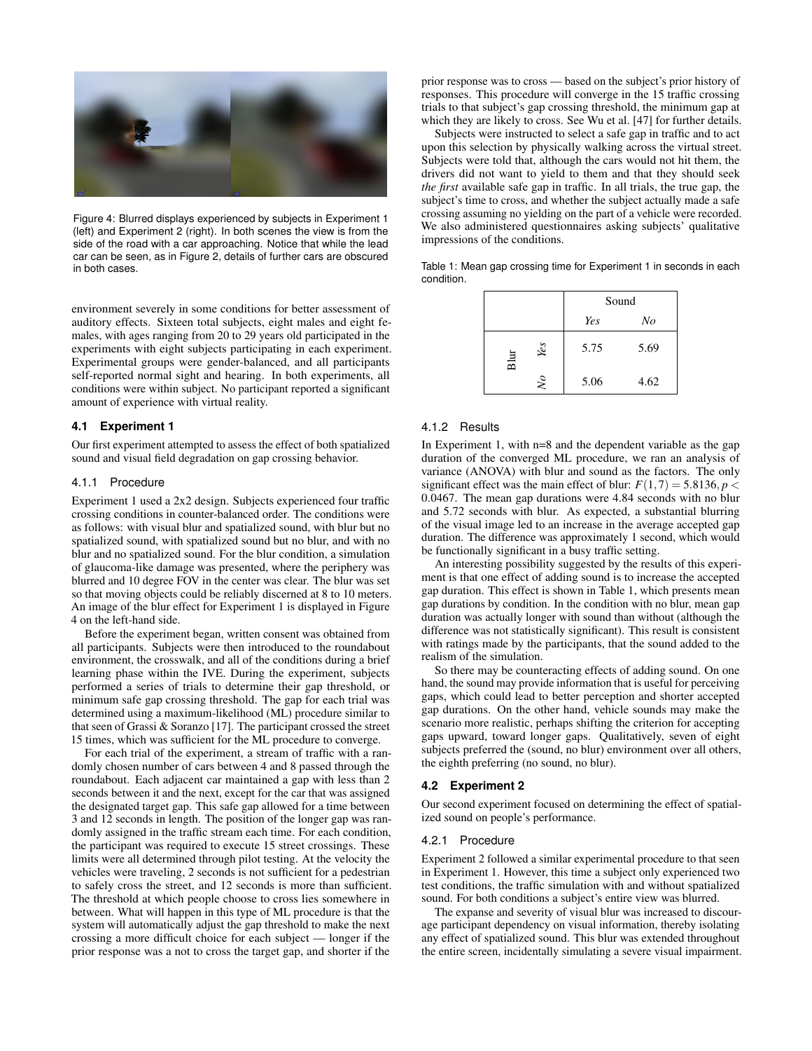Figure 4: Blurred displays experienced by subjects in Experiment 1 (left) and Experiment 2 (right). In both scenes the view is from the side of the road with a car approaching. Notice that while the lead car can be seen, as in Figure 2, details of further cars are obscured in both cases.

environment severely in some conditions for better assessment of auditory effects. Sixteen total subjects, eight males and eight females, with ages ranging from 20 to 29 years old participated in the experiments with eight subjects participating in each experiment. Experimental groups were gender-balanced, and all participants self-reported normal sight and hearing. In both experiments, all conditions were within subject. No participant reported a significant amount of experience with virtual reality.

### 4.1 Experiment 1

Our first experiment attempted to assess the effect of both spatialized sound and visual field degradation on gap crossing behavior.

#### 4.1.1 Procedure

Experiment 1 used a 2x2 design. Subjects experienced four traffic crossing conditions in counter-balanced order. The conditions were as follows: with visual blur and spatialized sound, with blur but no spatialized sound, with spatialized sound but no blur, and with no blur and no spatialized sound. For the blur condition, a simulation of glaucoma-like damage was presented, where the periphery was blurred and 10 degree FOV in the center was clear. The blur was set so that moving objects could be reliably discerned at 8 to 10 meters. An image of the blur effect for Experiment 1 is displayed in Figure 4 on the left-hand side.

Before the experiment began, written consent was obtained from all participants. Subjects were then introduced to the roundabout environment, the crosswalk, and all of the conditions during a brief learning phase within the IVE. During the experiment, subjects performed a series of trials to determine their gap threshold, or minimum safe gap crossing threshold. The gap for each trial was determined using a maximum-likelihood (ML) procedure similar to that seen of Grassi & Soranzo [17]. The participant crossed the street 15 times, which was sufficient for the ML procedure to converge.

For each trial of the experiment, a stream of traffic with a randomly chosen number of cars between 4 and 8 passed through the roundabout. Each adjacent car maintained a gap with less than 2 seconds between it and the next, except for the car that was assigned the designated target gap. This safe gap allowed for a time between 3 and 12 seconds in length. The position of the longer gap was randomly assigned in the traffic stream each time. For each condition, the participant was required to execute 15 street crossings. These limits were all determined through pilot testing. At the velocity the vehicles were traveling, 2 seconds is not sufficient for a pedestrian to safely cross the street, and 12 seconds is more than sufficient. The threshold at which people choose to cross lies somewhere in between. What will happen in this type of ML procedure is that the system will automatically adjust the gap threshold to make the next crossing a more difficult choice for each subject — longer if the prior response was a not to cross the target gap, and shorter if the prior response was to cross — based on the subject's prior history of responses. This procedure will converge in the 15 traffic crossing trials to that subject's gap crossing threshold, the minimum gap at which they are likely to cross. See Wu et al. [47] for further details.

Subjects were instructed to select a safe gap in traffic and to act upon this selection by physically walking across the virtual street. Subjects were told that, although the cars would not hit them, the drivers did not want to yield to them and that they should seek *the first* available safe gap in traffic. In all trials, the true gap, the subject's time to cross, and whether the subject actually made a safe crossing assuming no yielding on the part of a vehicle were recorded. We also administered questionnaires asking subjects' qualitative impressions of the conditions.

Table 1: Mean gap crossing time for Experiment 1 in seconds in each condition.

| | | Sound | |
|---|---|---|---|
| | | *Yes* | *No* |
| Blur | *Yes* | 5.75 | 5.69 |
| | *No* | 5.06 | 4.62 |

#### 4.1.2 Results

In Experiment 1, with n=8 and the dependent variable as the gap duration of the converged ML procedure, we ran an analysis of variance (ANOVA) with blur and sound as the factors. The only significant effect was the main effect of blur: $F(1,7) = 5.8136, p < 0.0467$. The mean gap durations were 4.84 seconds with no blur and 5.72 seconds with blur. As expected, a substantial blurring of the visual image led to an increase in the average accepted gap duration. The difference was approximately 1 second, which would be functionally significant in a busy traffic setting.

An interesting possibility suggested by the results of this experiment is that one effect of adding sound is to increase the accepted gap duration. This effect is shown in Table 1, which presents mean gap durations by condition. In the condition with no blur, mean gap duration was actually longer with sound than without (although the difference was not statistically significant). This result is consistent with ratings made by the participants, that the sound added to the realism of the simulation.

So there may be counteracting effects of adding sound. On one hand, the sound may provide information that is useful for perceiving gaps, which could lead to better perception and shorter accepted gap durations. On the other hand, vehicle sounds may make the scenario more realistic, perhaps shifting the criterion for accepting gaps upward, toward longer gaps. Qualitatively, seven of eight subjects preferred the (sound, no blur) environment over all others, the eighth preferring (no sound, no blur).

### 4.2 Experiment 2

Our second experiment focused on determining the effect of spatialized sound on people's performance.

#### 4.2.1 Procedure

Experiment 2 followed a similar experimental procedure to that seen in Experiment 1. However, this time a subject only experienced two test conditions, the traffic simulation with and without spatialized sound. For both conditions a subject's entire view was blurred.

The expanse and severity of visual blur was increased to discourage participant dependency on visual information, thereby isolating any effect of spatialized sound. This blur was extended throughout the entire screen, incidentally simulating a severe visual impairment.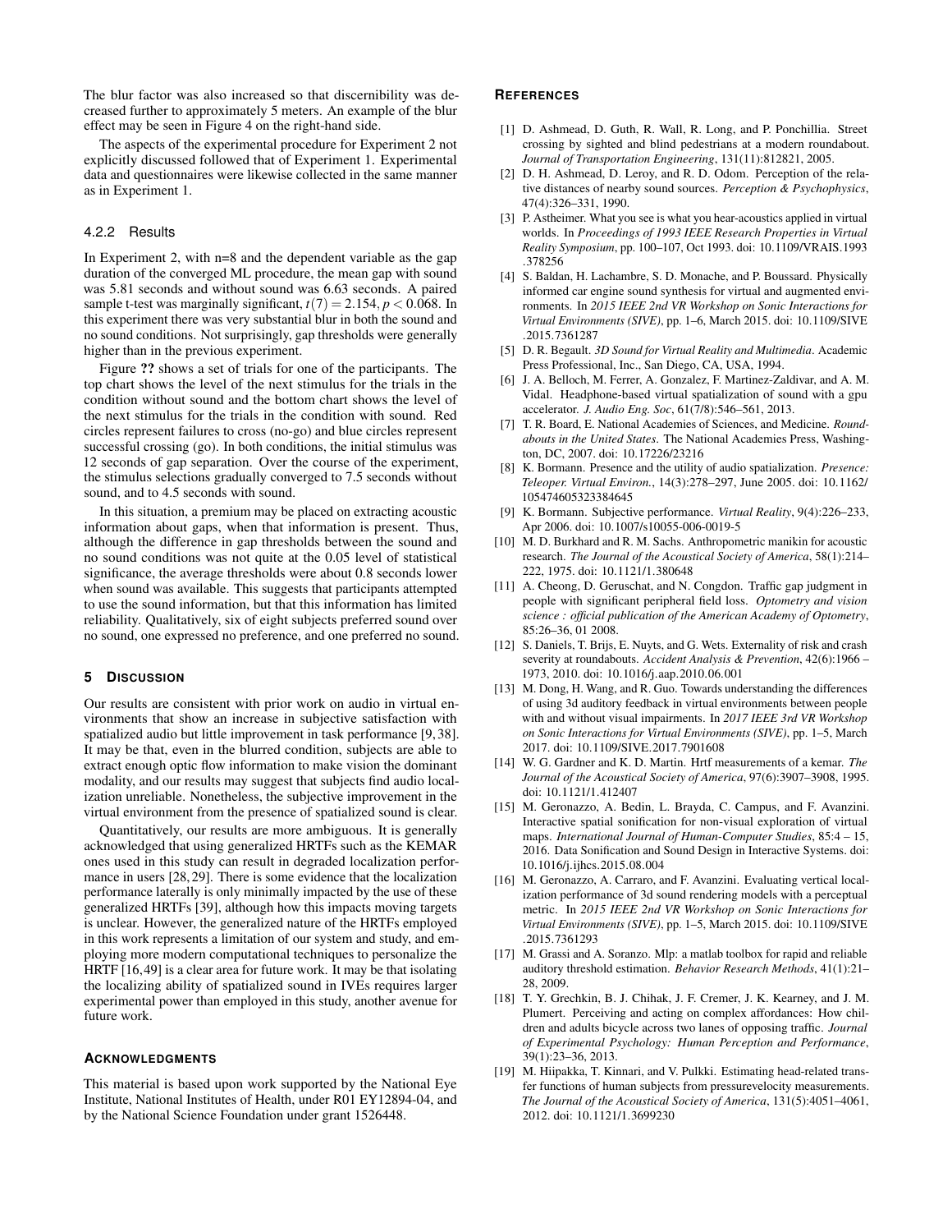The blur factor was also increased so that discernibility was decreased further to approximately 5 meters. An example of the blur effect may be seen in Figure 4 on the right-hand side.

The aspects of the experimental procedure for Experiment 2 not explicitly discussed followed that of Experiment 1. Experimental data and questionnaires were likewise collected in the same manner as in Experiment 1.

#### 4.2.2 Results

In Experiment 2, with n=8 and the dependent variable as the gap duration of the converged ML procedure, the mean gap with sound was 5.81 seconds and without sound was 6.63 seconds. A paired sample t-test was marginally significant, $t(7) = 2.154, p < 0.068$. In this experiment there was very substantial blur in both the sound and no sound conditions. Not surprisingly, gap thresholds were generally higher than in the previous experiment.

Figure **??** shows a set of trials for one of the participants. The top chart shows the level of the next stimulus for the trials in the condition without sound and the bottom chart shows the level of the next stimulus for the trials in the condition with sound. Red circles represent failures to cross (no-go) and blue circles represent successful crossing (go). In both conditions, the initial stimulus was 12 seconds of gap separation. Over the course of the experiment, the stimulus selections gradually converged to 7.5 seconds without sound, and to 4.5 seconds with sound.

In this situation, a premium may be placed on extracting acoustic information about gaps, when that information is present. Thus, although the difference in gap thresholds between the sound and no sound conditions was not quite at the 0.05 level of statistical significance, the average thresholds were about 0.8 seconds lower when sound was available. This suggests that participants attempted to use the sound information, but that this information has limited reliability. Qualitatively, six of eight subjects preferred sound over no sound, one expressed no preference, and one preferred no sound.

## 5 Discussion

Our results are consistent with prior work on audio in virtual environments that show an increase in subjective satisfaction with spatialized audio but little improvement in task performance [9, 38]. It may be that, even in the blurred condition, subjects are able to extract enough optic flow information to make vision the dominant modality, and our results may suggest that subjects find audio localization unreliable. Nonetheless, the subjective improvement in the virtual environment from the presence of spatialized sound is clear.

Quantitatively, our results are more ambiguous. It is generally acknowledged that using generalized HRTFs such as the KEMAR ones used in this study can result in degraded localization performance in users [28, 29]. There is some evidence that the localization performance laterally is only minimally impacted by the use of these generalized HRTFs [39], although how this impacts moving targets is unclear. However, the generalized nature of the HRTFs employed in this work represents a limitation of our system and study, and employing more modern computational techniques to personalize the HRTF [16, 49] is a clear area for future work. It may be that isolating the localizing ability of spatialized sound in IVEs requires larger experimental power than employed in this study, another avenue for future work.

## Acknowledgments

This material is based upon work supported by the National Eye Institute, National Institutes of Health, under R01 EY12894-04, and by the National Science Foundation under grant 1526448.

## References

[1] D. Ashmead, D. Guth, R. Wall, R. Long, and P. Ponchillia. Street crossing by sighted and blind pedestrians at a modern roundabout. *Journal of Transportation Engineering*, 131(11):812821, 2005.

[2] D. H. Ashmead, D. Leroy, and R. D. Odom. Perception of the relative distances of nearby sound sources. *Perception & Psychophysics*, 47(4):326–331, 1990.

[3] P. Astheimer. What you see is what you hear-acoustics applied in virtual worlds. In *Proceedings of 1993 IEEE Research Properties in Virtual Reality Symposium*, pp. 100–107, Oct 1993. doi: 10.1109/VRAIS.1993.378256

[4] S. Baldan, H. Lachambre, S. D. Monache, and P. Boussard. Physically informed car engine sound synthesis for virtual and augmented environments. In *2015 IEEE 2nd VR Workshop on Sonic Interactions for Virtual Environments (SIVE)*, pp. 1–6, March 2015. doi: 10.1109/SIVE.2015.7361287

[5] D. R. Begault. *3D Sound for Virtual Reality and Multimedia*. Academic Press Professional, Inc., San Diego, CA, USA, 1994.

[6] J. A. Belloch, M. Ferrer, A. Gonzalez, F. Martinez-Zaldivar, and A. M. Vidal. Headphone-based virtual spatialization of sound with a gpu accelerator. *J. Audio Eng. Soc*, 61(7/8):546–561, 2013.

[7] T. R. Board, E. National Academies of Sciences, and Medicine. *Roundabouts in the United States*. The National Academies Press, Washington, DC, 2007. doi: 10.17226/23216

[8] K. Bormann. Presence and the utility of audio spatialization. *Presence: Teleoper. Virtual Environ.*, 14(3):278–297, June 2005. doi: 10.1162/105474605323384645

[9] K. Bormann. Subjective performance. *Virtual Reality*, 9(4):226–233, Apr 2006. doi: 10.1007/s10055-006-0019-5

[10] M. D. Burkhard and R. M. Sachs. Anthropometric manikin for acoustic research. *The Journal of the Acoustical Society of America*, 58(1):214–222, 1975. doi: 10.1121/1.380648

[11] A. Cheong, D. Geruschat, and N. Congdon. Traffic gap judgment in people with significant peripheral field loss. *Optometry and vision science : official publication of the American Academy of Optometry*, 85:26–36, 01 2008.

[12] S. Daniels, T. Brijs, E. Nuyts, and G. Wets. Externality of risk and crash severity at roundabouts. *Accident Analysis & Prevention*, 42(6):1966 – 1973, 2010. doi: 10.1016/j.aap.2010.06.001

[13] M. Dong, H. Wang, and R. Guo. Towards understanding the differences of using 3d auditory feedback in virtual environments between people with and without visual impairments. In *2017 IEEE 3rd VR Workshop on Sonic Interactions for Virtual Environments (SIVE)*, pp. 1–5, March 2017. doi: 10.1109/SIVE.2017.7901608

[14] W. G. Gardner and K. D. Martin. Hrtf measurements of a kemar. *The Journal of the Acoustical Society of America*, 97(6):3907–3908, 1995. doi: 10.1121/1.412407

[15] M. Geronazzo, A. Bedin, L. Brayda, C. Campus, and F. Avanzini. Interactive spatial sonification for non-visual exploration of virtual maps. *International Journal of Human-Computer Studies*, 85:4 – 15, 2016. Data Sonification and Sound Design in Interactive Systems. doi: 10.1016/j.ijhcs.2015.08.004

[16] M. Geronazzo, A. Carraro, and F. Avanzini. Evaluating vertical localization performance of 3d sound rendering models with a perceptual metric. In *2015 IEEE 2nd VR Workshop on Sonic Interactions for Virtual Environments (SIVE)*, pp. 1–5, March 2015. doi: 10.1109/SIVE.2015.7361293

[17] M. Grassi and A. Soranzo. Mlp: a matlab toolbox for rapid and reliable auditory threshold estimation. *Behavior Research Methods*, 41(1):21–28, 2009.

[18] T. Y. Grechkin, B. J. Chihak, J. F. Cremer, J. K. Kearney, and J. M. Plumert. Perceiving and acting on complex affordances: How children and adults bicycle across two lanes of opposing traffic. *Journal of Experimental Psychology: Human Perception and Performance*, 39(1):23–36, 2013.

[19] M. Hiipakka, T. Kinnari, and V. Pulkki. Estimating head-related transfer functions of human subjects from pressurevelocity measurements. *The Journal of the Acoustical Society of America*, 131(5):4051–4061, 2012. doi: 10.1121/1.3699230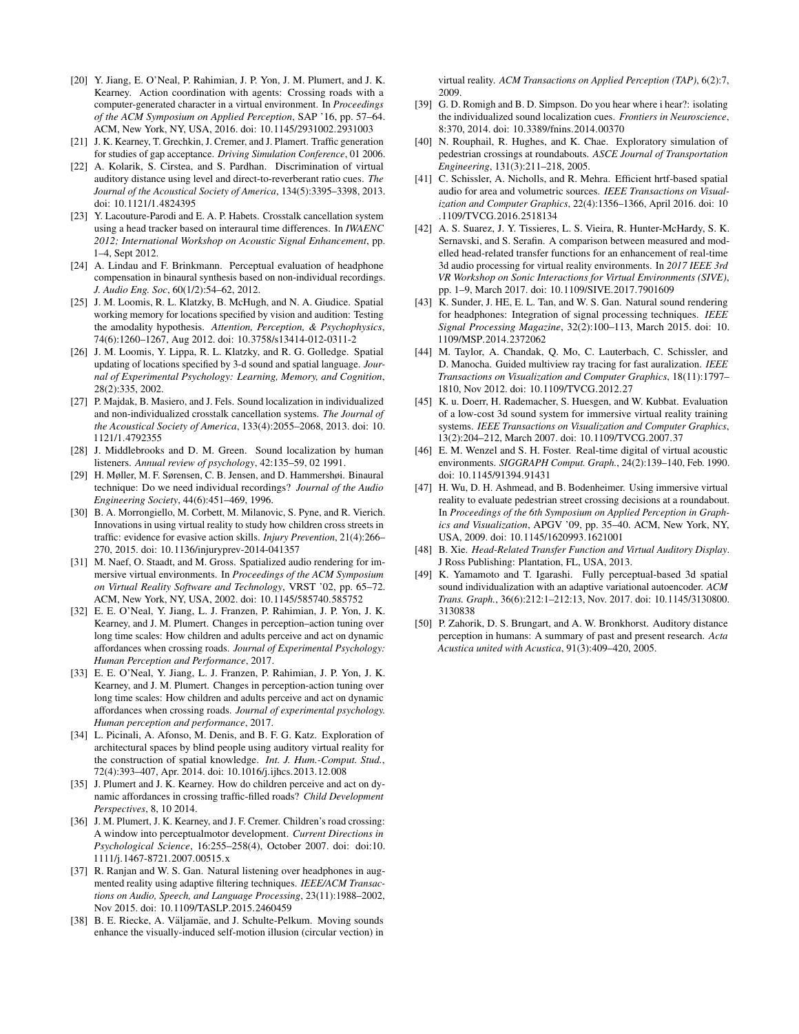[20] Y. Jiang, E. O'Neal, P. Rahimian, J. P. Yon, J. M. Plumert, and J. K. Kearney. Action coordination with agents: Crossing roads with a computer-generated character in a virtual environment. In *Proceedings of the ACM Symposium on Applied Perception*, SAP '16, pp. 57–64. ACM, New York, NY, USA, 2016. doi: 10.1145/2931002.2931003

[21] J. K. Kearney, T. Grechkin, J. Cremer, and J. Plamert. Traffic generation for studies of gap acceptance. *Driving Simulation Conference*, 01 2006.

[22] A. Kolarik, S. Cirstea, and S. Pardhan. Discrimination of virtual auditory distance using level and direct-to-reverberant ratio cues. *The Journal of the Acoustical Society of America*, 134(5):3395–3398, 2013. doi: 10.1121/1.4824395

[23] Y. Lacouture-Parodi and E. A. P. Habets. Crosstalk cancellation system using a head tracker based on interaural time differences. In *IWAENC 2012; International Workshop on Acoustic Signal Enhancement*, pp. 1–4, Sept 2012.

[24] A. Lindau and F. Brinkmann. Perceptual evaluation of headphone compensation in binaural synthesis based on non-individual recordings. *J. Audio Eng. Soc*, 60(1/2):54–62, 2012.

[25] J. M. Loomis, R. L. Klatzky, B. McHugh, and N. A. Giudice. Spatial working memory for locations specified by vision and audition: Testing the amodality hypothesis. *Attention, Perception, & Psychophysics*, 74(6):1260–1267, Aug 2012. doi: 10.3758/s13414-012-0311-2

[26] J. M. Loomis, Y. Lippa, R. L. Klatzky, and R. G. Golledge. Spatial updating of locations specified by 3-d sound and spatial language. *Journal of Experimental Psychology: Learning, Memory, and Cognition*, 28(2):335, 2002.

[27] P. Majdak, B. Masiero, and J. Fels. Sound localization in individualized and non-individualized crosstalk cancellation systems. *The Journal of the Acoustical Society of America*, 133(4):2055–2068, 2013. doi: 10.1121/1.4792355

[28] J. Middlebrooks and D. M. Green. Sound localization by human listeners. *Annual review of psychology*, 42:135–59, 02 1991.

[29] H. Møller, M. F. Sørensen, C. B. Jensen, and D. Hammershøi. Binaural technique: Do we need individual recordings? *Journal of the Audio Engineering Society*, 44(6):451–469, 1996.

[30] B. A. Morrongiello, M. Corbett, M. Milanovic, S. Pyne, and R. Vierich. Innovations in using virtual reality to study how children cross streets in traffic: evidence for evasive action skills. *Injury Prevention*, 21(4):266–270, 2015. doi: 10.1136/injuryprev-2014-041357

[31] M. Naef, O. Staadt, and M. Gross. Spatialized audio rendering for immersive virtual environments. In *Proceedings of the ACM Symposium on Virtual Reality Software and Technology*, VRST '02, pp. 65–72. ACM, New York, NY, USA, 2002. doi: 10.1145/585740.585752

[32] E. E. O'Neal, Y. Jiang, L. J. Franzen, P. Rahimian, J. P. Yon, J. K. Kearney, and J. M. Plumert. Changes in perception–action tuning over long time scales: How children and adults perceive and act on dynamic affordances when crossing roads. *Journal of Experimental Psychology: Human Perception and Performance*, 2017.

[33] E. E. O'Neal, Y. Jiang, L. J. Franzen, P. Rahimian, J. P. Yon, J. K. Kearney, and J. M. Plumert. Changes in perception-action tuning over long time scales: How children and adults perceive and act on dynamic affordances when crossing roads. *Journal of experimental psychology. Human perception and performance*, 2017.

[34] L. Picinali, A. Afonso, M. Denis, and B. F. G. Katz. Exploration of architectural spaces by blind people using auditory virtual reality for the construction of spatial knowledge. *Int. J. Hum.-Comput. Stud.*, 72(4):393–407, Apr. 2014. doi: 10.1016/j.ijhcs.2013.12.008

[35] J. Plumert and J. K. Kearney. How do children perceive and act on dynamic affordances in crossing traffic-filled roads? *Child Development Perspectives*, 8, 10 2014.

[36] J. M. Plumert, J. K. Kearney, and J. F. Cremer. Children's road crossing: A window into perceptualmotor development. *Current Directions in Psychological Science*, 16:255–258(4), October 2007. doi: doi:10.1111/j.1467-8721.2007.00515.x

[37] R. Ranjan and W. S. Gan. Natural listening over headphones in augmented reality using adaptive filtering techniques. *IEEE/ACM Transactions on Audio, Speech, and Language Processing*, 23(11):1988–2002, Nov 2015. doi: 10.1109/TASLP.2015.2460459

[38] B. E. Riecke, A. Väljamäe, and J. Schulte-Pelkum. Moving sounds enhance the visually-induced self-motion illusion (circular vection) in virtual reality. *ACM Transactions on Applied Perception (TAP)*, 6(2):7, 2009.

[39] G. D. Romigh and B. D. Simpson. Do you hear where i hear?: isolating the individualized sound localization cues. *Frontiers in Neuroscience*, 8:370, 2014. doi: 10.3389/fnins.2014.00370

[40] N. Rouphail, R. Hughes, and K. Chae. Exploratory simulation of pedestrian crossings at roundabouts. *ASCE Journal of Transportation Engineering*, 131(3):211–218, 2005.

[41] C. Schissler, A. Nicholls, and R. Mehra. Efficient hrtf-based spatial audio for area and volumetric sources. *IEEE Transactions on Visualization and Computer Graphics*, 22(4):1356–1366, April 2016. doi: 10.1109/TVCG.2016.2518134

[42] A. S. Suarez, J. Y. Tissieres, L. S. Vieira, R. Hunter-McHardy, S. K. Sernavski, and S. Serafin. A comparison between measured and modelled head-related transfer functions for an enhancement of real-time 3d audio processing for virtual reality environments. In *2017 IEEE 3rd VR Workshop on Sonic Interactions for Virtual Environments (SIVE)*, pp. 1–9, March 2017. doi: 10.1109/SIVE.2017.7901609

[43] K. Sunder, J. HE, E. L. Tan, and W. S. Gan. Natural sound rendering for headphones: Integration of signal processing techniques. *IEEE Signal Processing Magazine*, 32(2):100–113, March 2015. doi: 10.1109/MSP.2014.2372062

[44] M. Taylor, A. Chandak, Q. Mo, C. Lauterbach, C. Schissler, and D. Manocha. Guided multiview ray tracing for fast auralization. *IEEE Transactions on Visualization and Computer Graphics*, 18(11):1797–1810, Nov 2012. doi: 10.1109/TVCG.2012.27

[45] K. u. Doerr, H. Rademacher, S. Huesgen, and W. Kubbat. Evaluation of a low-cost 3d sound system for immersive virtual reality training systems. *IEEE Transactions on Visualization and Computer Graphics*, 13(2):204–212, March 2007. doi: 10.1109/TVCG.2007.37

[46] E. M. Wenzel and S. H. Foster. Real-time digital of virtual acoustic environments. *SIGGRAPH Comput. Graph.*, 24(2):139–140, Feb. 1990. doi: 10.1145/91394.91431

[47] H. Wu, D. H. Ashmead, and B. Bodenheimer. Using immersive virtual reality to evaluate pedestrian street crossing decisions at a roundabout. In *Proceedings of the 6th Symposium on Applied Perception in Graphics and Visualization*, APGV '09, pp. 35–40. ACM, New York, NY, USA, 2009. doi: 10.1145/1620993.1621001

[48] B. Xie. *Head-Related Transfer Function and Virtual Auditory Display*. J Ross Publishing: Plantation, FL, USA, 2013.

[49] K. Yamamoto and T. Igarashi. Fully perceptual-based 3d spatial sound individualization with an adaptive variational autoencoder. *ACM Trans. Graph.*, 36(6):212:1–212:13, Nov. 2017. doi: 10.1145/3130800.3130838

[50] P. Zahorik, D. S. Brungart, and A. W. Bronkhorst. Auditory distance perception in humans: A summary of past and present research. *Acta Acustica united with Acustica*, 91(3):409–420, 2005.